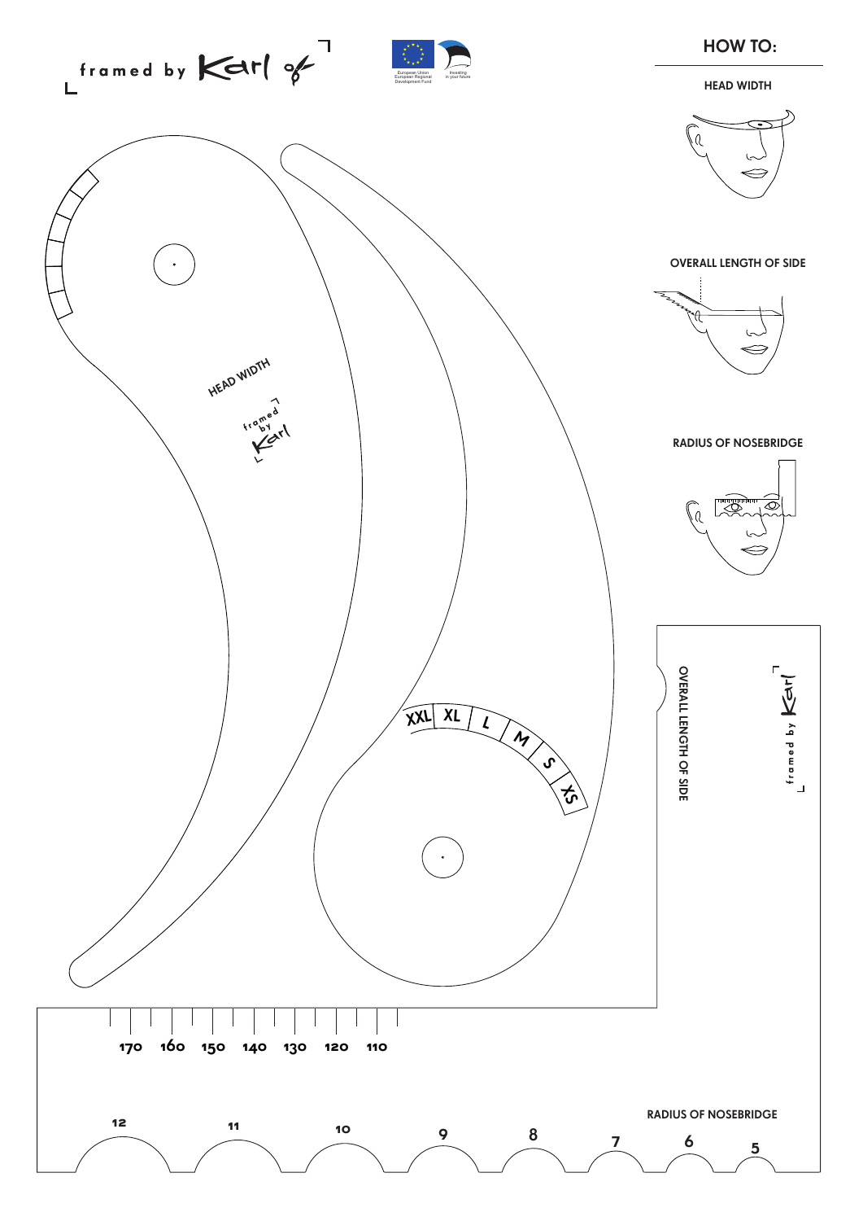framed by Karl

European Union European Regional Development Fund

Investing in your future

## HOW TO:

HEAD WIDTH

OVERALL LENGTH OF SIDE

RADIUS OF NOSEBRIDGE

HEAD WIDTH

framed by Karl

XXL XL L M S XS

OVERALL LENGTH OF SIDE

framed by Karl

170 160 150 140 130 120 110

RADIUS OF NOSEBRIDGE

12 11 10 9 8 7 6 5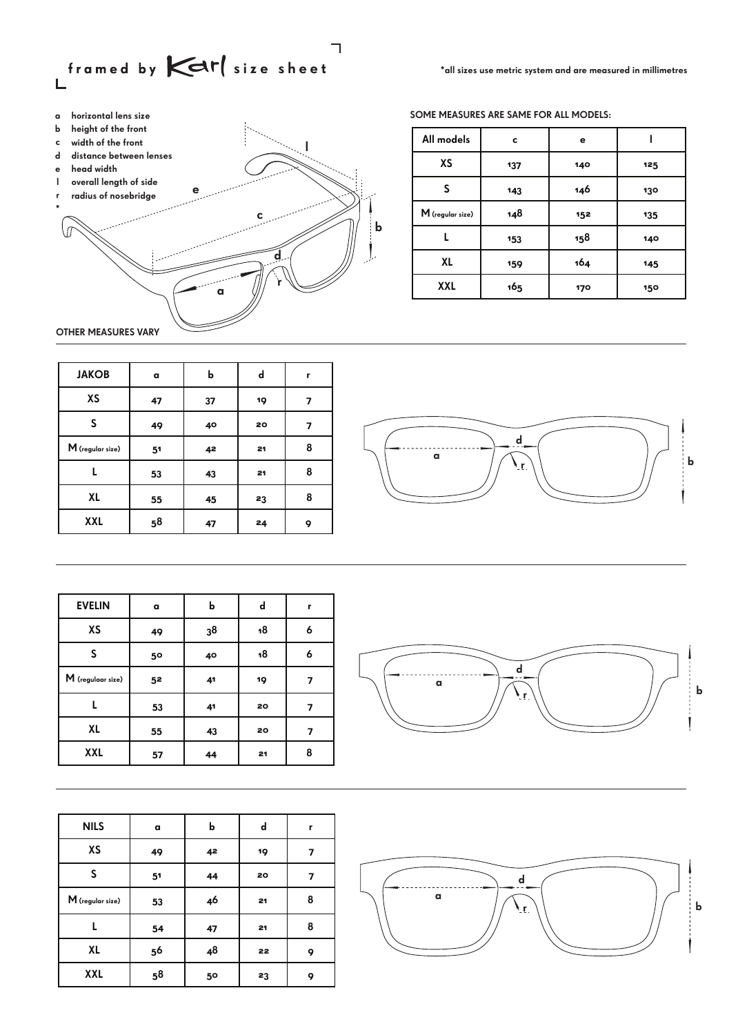# framed by Karl size sheet

*all sizes use metric system and are measured in millimetres

- **a** horizontal lens size
- **b** height of the front
- **c** width of the front
- **d** distance between lenses
- **e** head width
- **l** overall length of side
- **r** radius of nosebridge
- *

**SOME MEASURES ARE SAME FOR ALL MODELS:**

| All models | c | e | l |
|---|---|---|---|
| XS | 137 | 140 | 125 |
| S | 143 | 146 | 130 |
| M (regular size) | 148 | 152 | 135 |
| L | 153 | 158 | 140 |
| XL | 159 | 164 | 145 |
| XXL | 165 | 170 | 150 |

**OTHER MEASURES VARY**

| JAKOB | a | b | d | r |
|---|---|---|---|---|
| XS | 47 | 37 | 19 | 7 |
| S | 49 | 40 | 20 | 7 |
| M (regular size) | 51 | 42 | 21 | 8 |
| L | 53 | 43 | 21 | 8 |
| XL | 55 | 45 | 23 | 8 |
| XXL | 58 | 47 | 24 | 9 |

| EVELIN | a | b | d | r |
|---|---|---|---|---|
| XS | 49 | 38 | 18 | 6 |
| S | 50 | 40 | 18 | 6 |
| M (regulaar size) | 52 | 41 | 19 | 7 |
| L | 53 | 41 | 20 | 7 |
| XL | 55 | 43 | 20 | 7 |
| XXL | 57 | 44 | 21 | 8 |

| NILS | a | b | d | r |
|---|---|---|---|---|
| XS | 49 | 42 | 19 | 7 |
| S | 51 | 44 | 20 | 7 |
| M (regular size) | 53 | 46 | 21 | 8 |
| L | 54 | 47 | 21 | 8 |
| XL | 56 | 48 | 22 | 9 |
| XXL | 58 | 50 | 23 | 9 |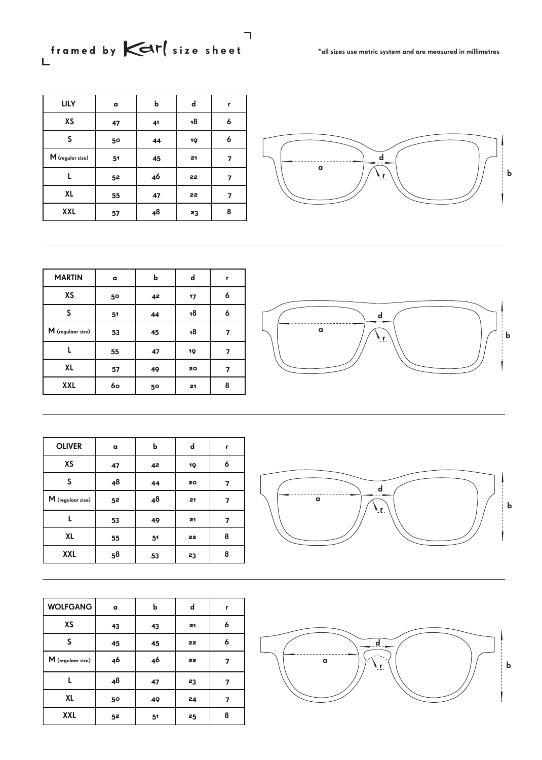framed by Karl size sheet

*all sizes use metric system and are measured in millimetres

| LILY | a | b | d | r |
|---|---|---|---|---|
| XS | 47 | 41 | 18 | 6 |
| S | 50 | 44 | 19 | 6 |
| M (regular size) | 51 | 45 | 21 | 7 |
| L | 52 | 46 | 22 | 7 |
| XL | 55 | 47 | 22 | 7 |
| XXL | 57 | 48 | 23 | 8 |

| MARTIN | a | b | d | r |
|---|---|---|---|---|
| XS | 50 | 42 | 17 | 6 |
| S | 51 | 44 | 18 | 6 |
| M (regulaar size) | 53 | 45 | 18 | 7 |
| L | 55 | 47 | 19 | 7 |
| XL | 57 | 49 | 20 | 7 |
| XXL | 60 | 50 | 21 | 8 |

| OLIVER | a | b | d | r |
|---|---|---|---|---|
| XS | 47 | 42 | 19 | 6 |
| S | 48 | 44 | 20 | 7 |
| M (regulaar size) | 52 | 48 | 21 | 7 |
| L | 53 | 49 | 21 | 7 |
| XL | 55 | 51 | 22 | 8 |
| XXL | 58 | 53 | 23 | 8 |

| WOLFGANG | a | b | d | r |
|---|---|---|---|---|
| XS | 43 | 43 | 21 | 6 |
| S | 45 | 45 | 22 | 6 |
| M (regulaar size) | 46 | 46 | 22 | 7 |
| L | 48 | 47 | 23 | 7 |
| XL | 50 | 49 | 24 | 7 |
| XXL | 52 | 51 | 25 | 8 |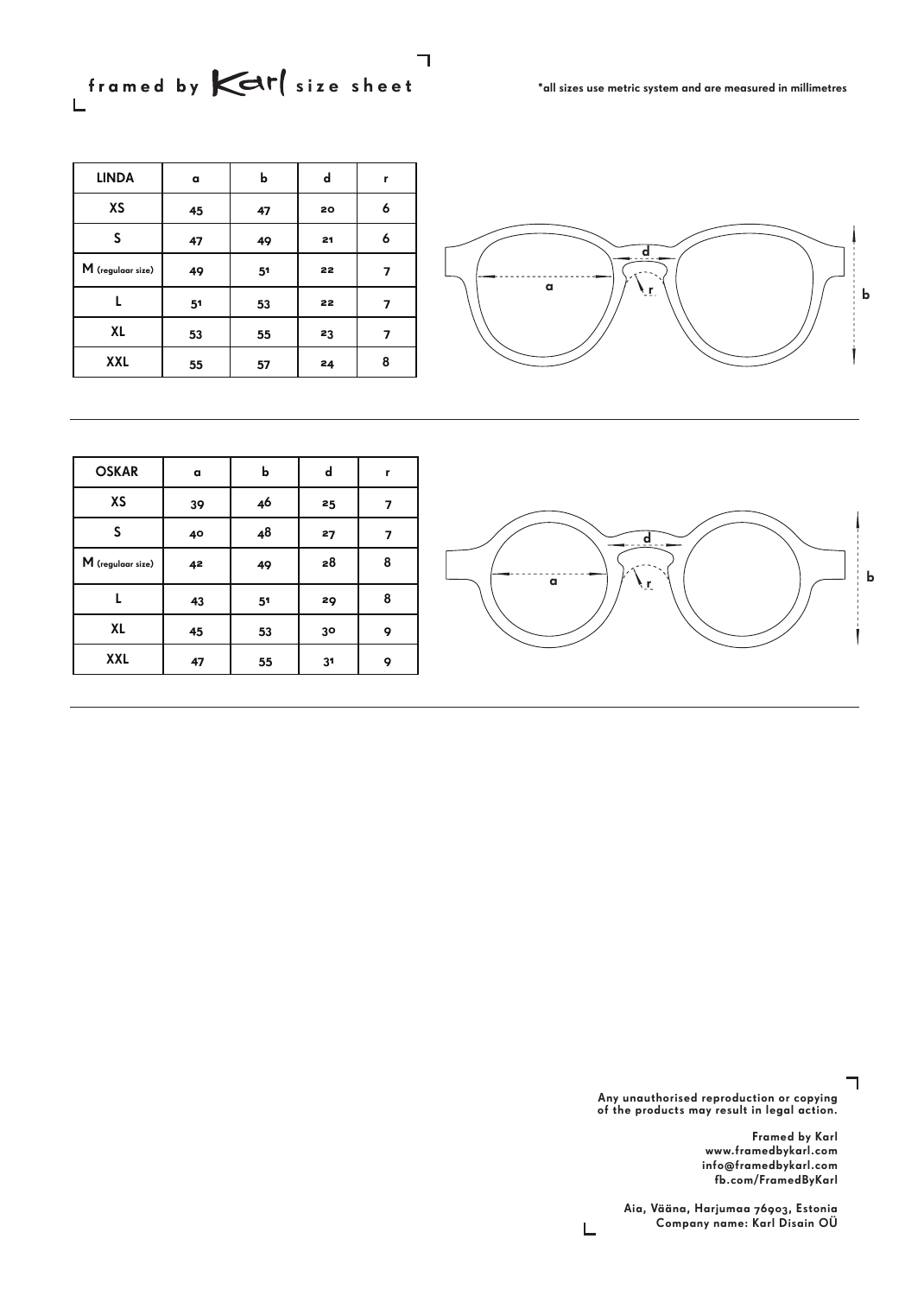# framed by Karl size sheet

*all sizes use metric system and are measured in millimetres

| LINDA | a | b | d | r |
|---|---|---|---|---|
| XS | 45 | 47 | 20 | 6 |
| S | 47 | 49 | 21 | 6 |
| M (regulaar size) | 49 | 51 | 22 | 7 |
| L | 51 | 53 | 22 | 7 |
| XL | 53 | 55 | 23 | 7 |
| XXL | 55 | 57 | 24 | 8 |

d

a

r

b

| OSKAR | a | b | d | r |
|---|---|---|---|---|
| XS | 39 | 46 | 25 | 7 |
| S | 40 | 48 | 27 | 7 |
| M (regulaar size) | 42 | 49 | 28 | 8 |
| L | 43 | 51 | 29 | 8 |
| XL | 45 | 53 | 30 | 9 |
| XXL | 47 | 55 | 31 | 9 |

d

a

r

b

Any unauthorised reproduction or copying of the products may result in legal action.

Framed by Karl
www.framedbykarl.com
info@framedbykarl.com
fb.com/FramedByKarl

Aia, Vääna, Harjumaa 76903, Estonia
Company name: Karl Disain OÜ